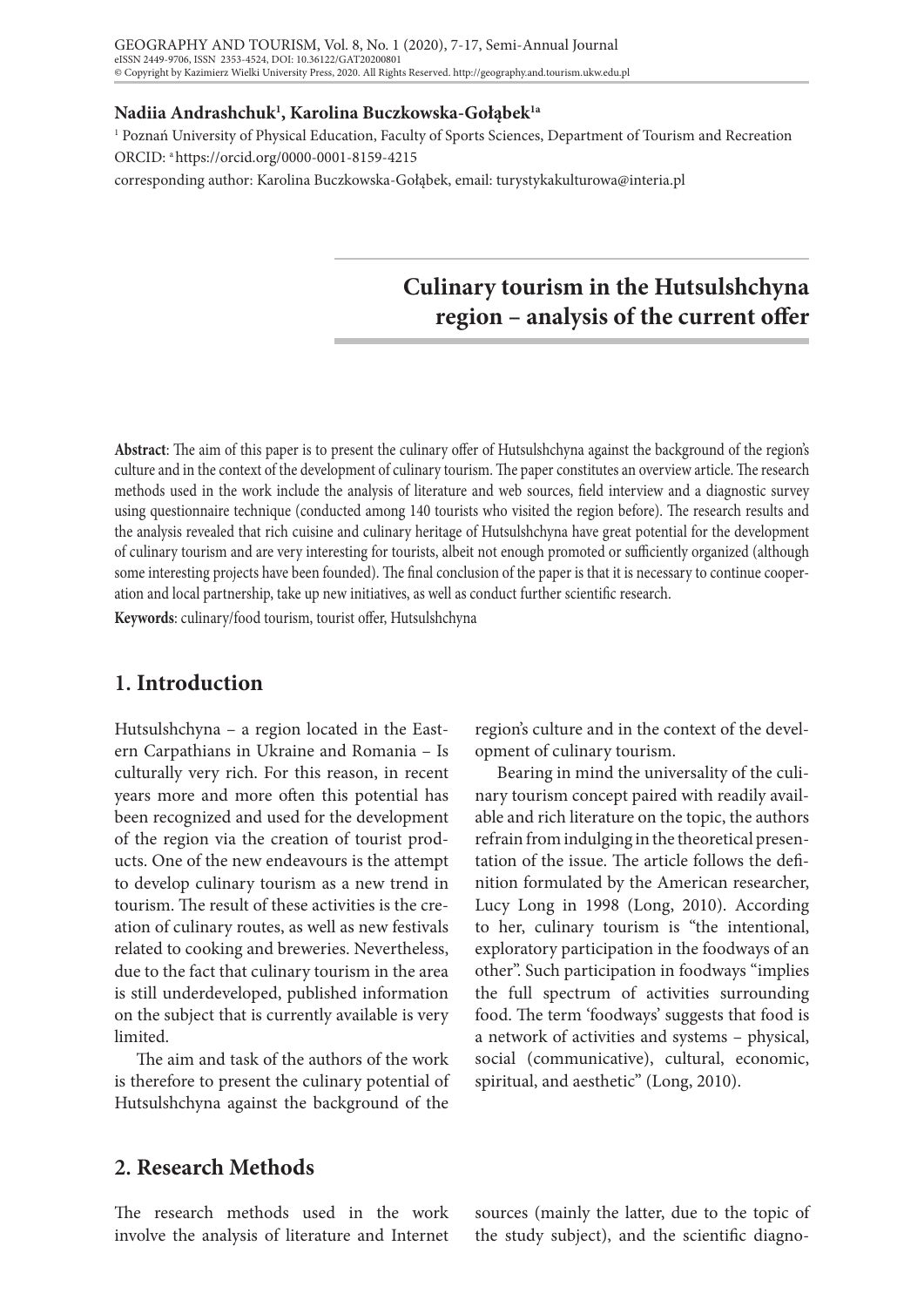**Nadiia Andrashchuk[1], Karolina Buczkowska-Gołąbek[1a]**

[1] Poznań University of Physical Education, Faculty of Sports Sciences, Department of Tourism and Recreation
ORCID: [a] https://orcid.org/0000-0001-8159-4215
corresponding author: Karolina Buczkowska-Gołąbek, email: turystykakulturowa@interia.pl

# Culinary tourism in the Hutsulshchyna region – analysis of the current offer

**Abstract**: The aim of this paper is to present the culinary offer of Hutsulshchyna against the background of the region's culture and in the context of the development of culinary tourism. The paper constitutes an overview article. The research methods used in the work include the analysis of literature and web sources, field interview and a diagnostic survey using questionnaire technique (conducted among 140 tourists who visited the region before). The research results and the analysis revealed that rich cuisine and culinary heritage of Hutsulshchyna have great potential for the development of culinary tourism and are very interesting for tourists, albeit not enough promoted or sufficiently organized (although some interesting projects have been founded). The final conclusion of the paper is that it is necessary to continue cooperation and local partnership, take up new initiatives, as well as conduct further scientific research.

**Keywords**: culinary/food tourism, tourist offer, Hutsulshchyna

## 1. Introduction

Hutsulshchyna – a region located in the Eastern Carpathians in Ukraine and Romania – Is culturally very rich. For this reason, in recent years more and more often this potential has been recognized and used for the development of the region via the creation of tourist products. One of the new endeavours is the attempt to develop culinary tourism as a new trend in tourism. The result of these activities is the creation of culinary routes, as well as new festivals related to cooking and breweries. Nevertheless, due to the fact that culinary tourism in the area is still underdeveloped, published information on the subject that is currently available is very limited.

The aim and task of the authors of the work is therefore to present the culinary potential of Hutsulshchyna against the background of the region's culture and in the context of the development of culinary tourism.

Bearing in mind the universality of the culinary tourism concept paired with readily available and rich literature on the topic, the authors refrain from indulging in the theoretical presentation of the issue. The article follows the definition formulated by the American researcher, Lucy Long in 1998 (Long, 2010). According to her, culinary tourism is "the intentional, exploratory participation in the foodways of an other". Such participation in foodways "implies the full spectrum of activities surrounding food. The term 'foodways' suggests that food is a network of activities and systems – physical, social (communicative), cultural, economic, spiritual, and aesthetic" (Long, 2010).

## 2. Research Methods

The research methods used in the work involve the analysis of literature and Internet sources (mainly the latter, due to the topic of the study subject), and the scientific diagno-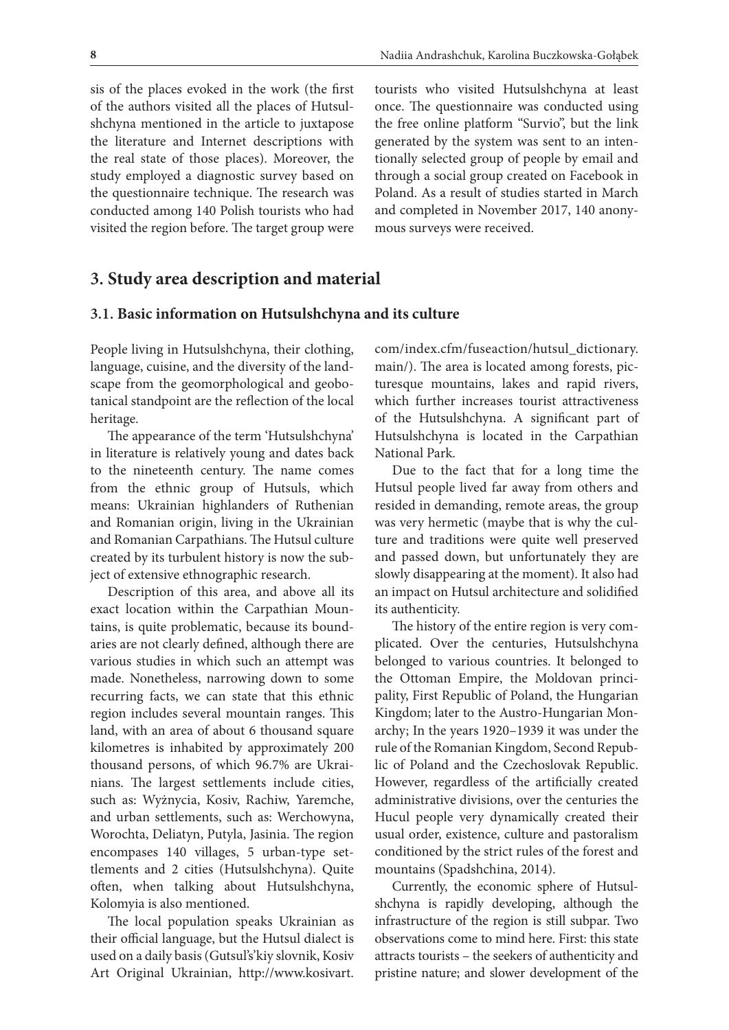sis of the places evoked in the work (the first of the authors visited all the places of Hutsulshchyna mentioned in the article to juxtapose the literature and Internet descriptions with the real state of those places). Moreover, the study employed a diagnostic survey based on the questionnaire technique. The research was conducted among 140 Polish tourists who had visited the region before. The target group were tourists who visited Hutsulshchyna at least once. The questionnaire was conducted using the free online platform "Survio", but the link generated by the system was sent to an intentionally selected group of people by email and through a social group created on Facebook in Poland. As a result of studies started in March and completed in November 2017, 140 anonymous surveys were received.

## 3. Study area description and material

### 3.1. Basic information on Hutsulshchyna and its culture

People living in Hutsulshchyna, their clothing, language, cuisine, and the diversity of the landscape from the geomorphological and geobotanical standpoint are the reflection of the local heritage.

The appearance of the term 'Hutsulshchyna' in literature is relatively young and dates back to the nineteenth century. The name comes from the ethnic group of Hutsuls, which means: Ukrainian highlanders of Ruthenian and Romanian origin, living in the Ukrainian and Romanian Carpathians. The Hutsul culture created by its turbulent history is now the subject of extensive ethnographic research.

Description of this area, and above all its exact location within the Carpathian Mountains, is quite problematic, because its boundaries are not clearly defined, although there are various studies in which such an attempt was made. Nonetheless, narrowing down to some recurring facts, we can state that this ethnic region includes several mountain ranges. This land, with an area of about 6 thousand square kilometres is inhabited by approximately 200 thousand persons, of which 96.7% are Ukrainians. The largest settlements include cities, such as: Wyżnycia, Kosiv, Rachiw, Yaremche, and urban settlements, such as: Werchowyna, Worochta, Deliatyn, Putyla, Jasinia. The region encompases 140 villages, 5 urban-type settlements and 2 cities (Hutsulshchyna). Quite often, when talking about Hutsulshchyna, Kolomyia is also mentioned.

The local population speaks Ukrainian as their official language, but the Hutsul dialect is used on a daily basis (Gutsul's'kiy slovnik, Kosiv Art Original Ukrainian, http://www.kosivart.com/index.cfm/fuseaction/hutsul_dictionary.main/). The area is located among forests, picturesque mountains, lakes and rapid rivers, which further increases tourist attractiveness of the Hutsulshchyna. A significant part of Hutsulshchyna is located in the Carpathian National Park.

Due to the fact that for a long time the Hutsul people lived far away from others and resided in demanding, remote areas, the group was very hermetic (maybe that is why the culture and traditions were quite well preserved and passed down, but unfortunately they are slowly disappearing at the moment). It also had an impact on Hutsul architecture and solidified its authenticity.

The history of the entire region is very complicated. Over the centuries, Hutsulshchyna belonged to various countries. It belonged to the Ottoman Empire, the Moldovan principality, First Republic of Poland, the Hungarian Kingdom; later to the Austro-Hungarian Monarchy; In the years 1920–1939 it was under the rule of the Romanian Kingdom, Second Republic of Poland and the Czechoslovak Republic. However, regardless of the artificially created administrative divisions, over the centuries the Hucul people very dynamically created their usual order, existence, culture and pastoralism conditioned by the strict rules of the forest and mountains (Spadshchina, 2014).

Currently, the economic sphere of Hutsulshchyna is rapidly developing, although the infrastructure of the region is still subpar. Two observations come to mind here. First: this state attracts tourists – the seekers of authenticity and pristine nature; and slower development of the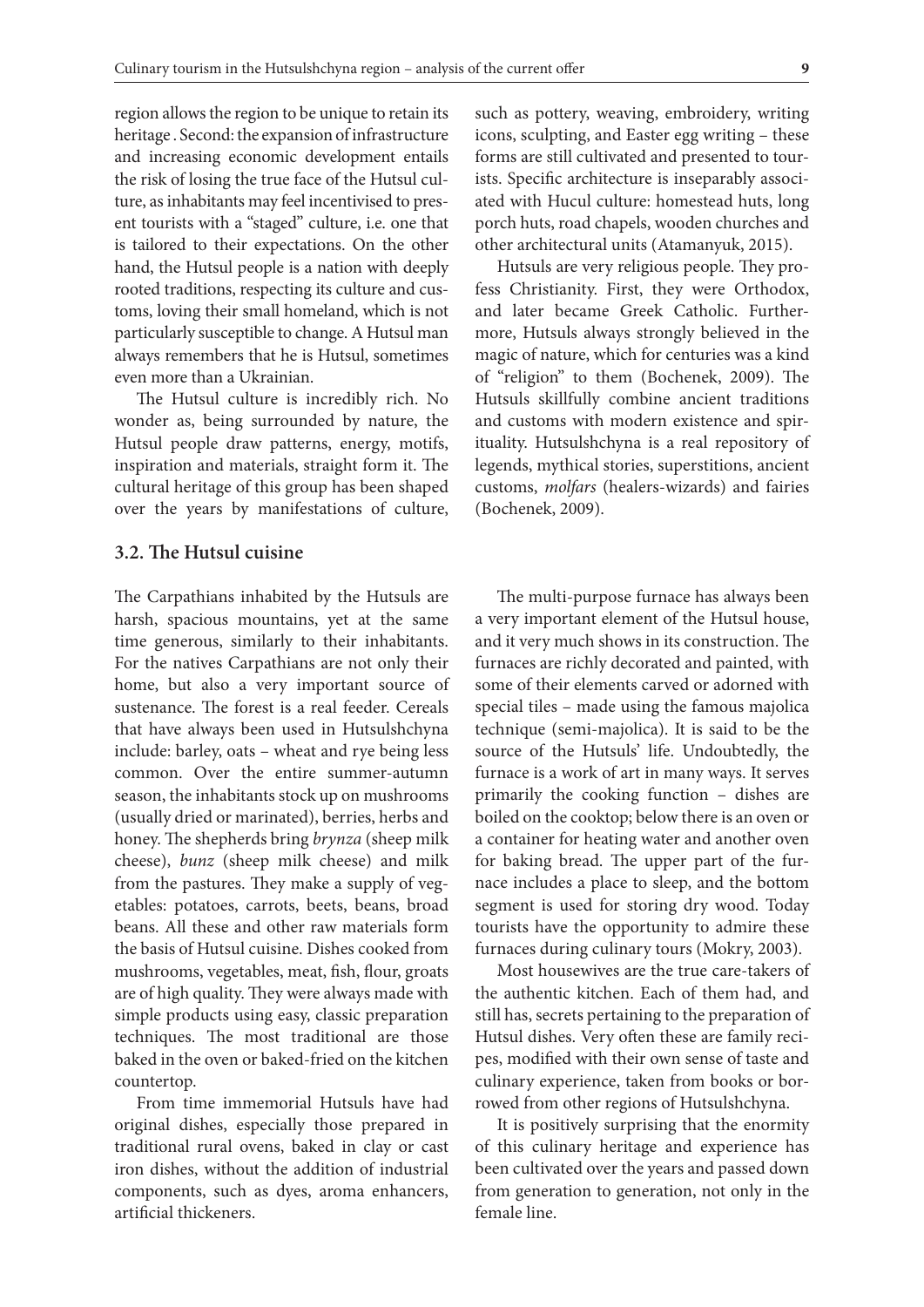region allows the region to be unique to retain its heritage . Second: the expansion of infrastructure and increasing economic development entails the risk of losing the true face of the Hutsul culture, as inhabitants may feel incentivised to present tourists with a "staged" culture, i.e. one that is tailored to their expectations. On the other hand, the Hutsul people is a nation with deeply rooted traditions, respecting its culture and customs, loving their small homeland, which is not particularly susceptible to change. A Hutsul man always remembers that he is Hutsul, sometimes even more than a Ukrainian.

The Hutsul culture is incredibly rich. No wonder as, being surrounded by nature, the Hutsul people draw patterns, energy, motifs, inspiration and materials, straight form it. The cultural heritage of this group has been shaped over the years by manifestations of culture, such as pottery, weaving, embroidery, writing icons, sculpting, and Easter egg writing – these forms are still cultivated and presented to tourists. Specific architecture is inseparably associated with Hucul culture: homestead huts, long porch huts, road chapels, wooden churches and other architectural units (Atamanyuk, 2015).

Hutsuls are very religious people. They profess Christianity. First, they were Orthodox, and later became Greek Catholic. Furthermore, Hutsuls always strongly believed in the magic of nature, which for centuries was a kind of "religion" to them (Bochenek, 2009). The Hutsuls skillfully combine ancient traditions and customs with modern existence and spirituality. Hutsulshchyna is a real repository of legends, mythical stories, superstitions, ancient customs, *molfars* (healers-wizards) and fairies (Bochenek, 2009).

### 3.2. The Hutsul cuisine

The Carpathians inhabited by the Hutsuls are harsh, spacious mountains, yet at the same time generous, similarly to their inhabitants. For the natives Carpathians are not only their home, but also a very important source of sustenance. The forest is a real feeder. Cereals that have always been used in Hutsulshchyna include: barley, oats – wheat and rye being less common. Over the entire summer-autumn season, the inhabitants stock up on mushrooms (usually dried or marinated), berries, herbs and honey. The shepherds bring *brynza* (sheep milk cheese), *bunz* (sheep milk cheese) and milk from the pastures. They make a supply of vegetables: potatoes, carrots, beets, beans, broad beans. All these and other raw materials form the basis of Hutsul cuisine. Dishes cooked from mushrooms, vegetables, meat, fish, flour, groats are of high quality. They were always made with simple products using easy, classic preparation techniques. The most traditional are those baked in the oven or baked-fried on the kitchen countertop.

From time immemorial Hutsuls have had original dishes, especially those prepared in traditional rural ovens, baked in clay or cast iron dishes, without the addition of industrial components, such as dyes, aroma enhancers, artificial thickeners.

The multi-purpose furnace has always been a very important element of the Hutsul house, and it very much shows in its construction. The furnaces are richly decorated and painted, with some of their elements carved or adorned with special tiles – made using the famous majolica technique (semi-majolica). It is said to be the source of the Hutsuls' life. Undoubtedly, the furnace is a work of art in many ways. It serves primarily the cooking function – dishes are boiled on the cooktop; below there is an oven or a container for heating water and another oven for baking bread. The upper part of the furnace includes a place to sleep, and the bottom segment is used for storing dry wood. Today tourists have the opportunity to admire these furnaces during culinary tours (Mokry, 2003).

Most housewives are the true care-takers of the authentic kitchen. Each of them had, and still has, secrets pertaining to the preparation of Hutsul dishes. Very often these are family recipes, modified with their own sense of taste and culinary experience, taken from books or borrowed from other regions of Hutsulshchyna.

It is positively surprising that the enormity of this culinary heritage and experience has been cultivated over the years and passed down from generation to generation, not only in the female line.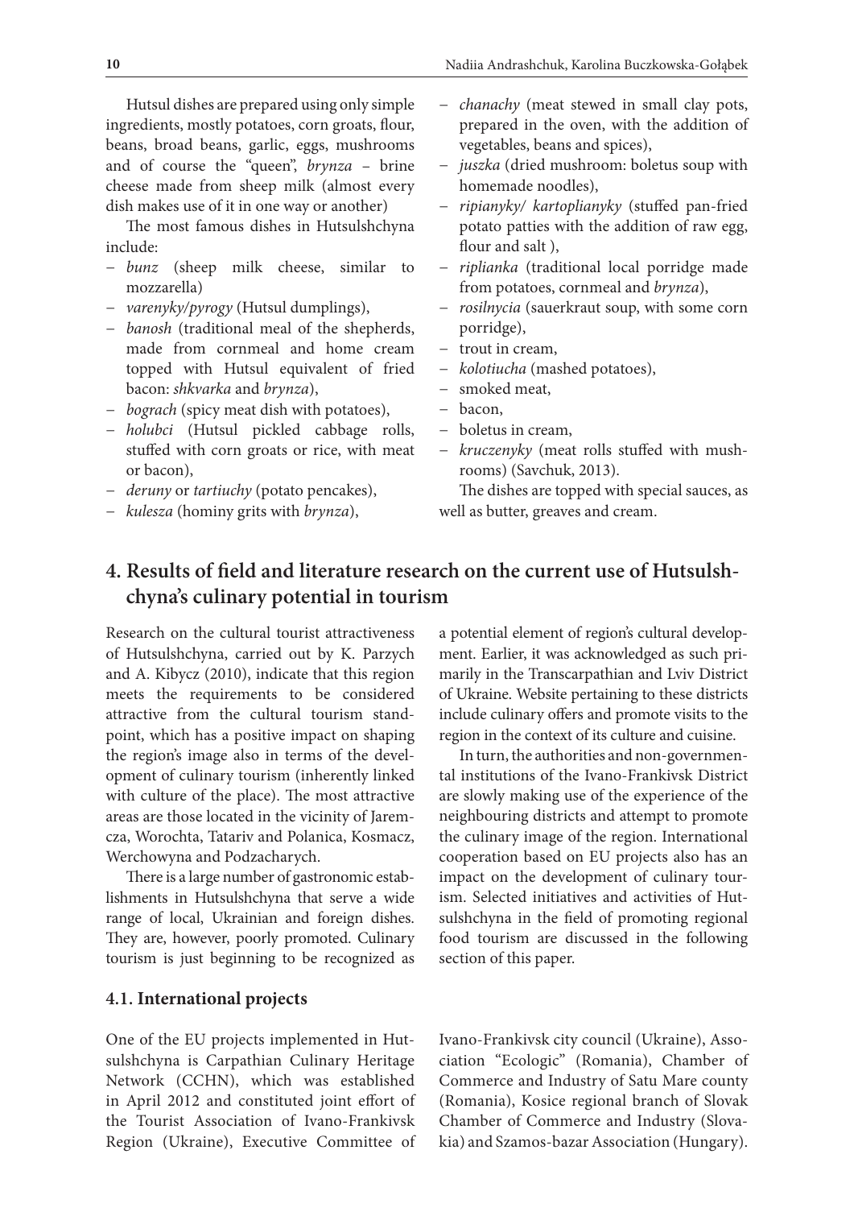Hutsul dishes are prepared using only simple ingredients, mostly potatoes, corn groats, flour, beans, broad beans, garlic, eggs, mushrooms and of course the "queen", *brynza* – brine cheese made from sheep milk (almost every dish makes use of it in one way or another)

The most famous dishes in Hutsulshchyna include:

- *bunz* (sheep milk cheese, similar to mozzarella)
- *varenyky/pyrogy* (Hutsul dumplings),
- *banosh* (traditional meal of the shepherds, made from cornmeal and home cream topped with Hutsul equivalent of fried bacon: *shkvarka* and *brynza*),
- *bograch* (spicy meat dish with potatoes),
- *holubci* (Hutsul pickled cabbage rolls, stuffed with corn groats or rice, with meat or bacon),
- *deruny* or *tartiuchy* (potato pencakes),
- *kulesza* (hominy grits with *brynza*),
- *chanachy* (meat stewed in small clay pots, prepared in the oven, with the addition of vegetables, beans and spices),
- *juszka* (dried mushroom: boletus soup with homemade noodles),
- *ripianyky/ kartoplianyky* (stuffed pan-fried potato patties with the addition of raw egg, flour and salt ),
- *riplianka* (traditional local porridge made from potatoes, cornmeal and *brynza*),
- *rosilnycia* (sauerkraut soup, with some corn porridge),
- trout in cream,
- *kolotiucha* (mashed potatoes),
- smoked meat,
- bacon,
- boletus in cream,
- *kruczenyky* (meat rolls stuffed with mushrooms) (Savchuk, 2013).

The dishes are topped with special sauces, as well as butter, greaves and cream.

## 4. Results of field and literature research on the current use of Hutsulshchyna's culinary potential in tourism

Research on the cultural tourist attractiveness of Hutsulshchyna, carried out by K. Parzych and A. Kibycz (2010), indicate that this region meets the requirements to be considered attractive from the cultural tourism standpoint, which has a positive impact on shaping the region's image also in terms of the development of culinary tourism (inherently linked with culture of the place). The most attractive areas are those located in the vicinity of Jaremcza, Worochta, Tatariv and Polanica, Kosmacz, Werchowyna and Podzacharych.

There is a large number of gastronomic establishments in Hutsulshchyna that serve a wide range of local, Ukrainian and foreign dishes. They are, however, poorly promoted. Culinary tourism is just beginning to be recognized as a potential element of region's cultural development. Earlier, it was acknowledged as such primarily in the Transcarpathian and Lviv District of Ukraine. Website pertaining to these districts include culinary offers and promote visits to the region in the context of its culture and cuisine.

In turn, the authorities and non-governmental institutions of the Ivano-Frankivsk District are slowly making use of the experience of the neighbouring districts and attempt to promote the culinary image of the region. International cooperation based on EU projects also has an impact on the development of culinary tourism. Selected initiatives and activities of Hutsulshchyna in the field of promoting regional food tourism are discussed in the following section of this paper.

### 4.1. International projects

One of the EU projects implemented in Hutsulshchyna is Carpathian Culinary Heritage Network (CCHN), which was established in April 2012 and constituted joint effort of the Tourist Association of Ivano-Frankivsk Region (Ukraine), Executive Committee of Ivano-Frankivsk city council (Ukraine), Association "Ecologic" (Romania), Chamber of Commerce and Industry of Satu Mare county (Romania), Kosice regional branch of Slovak Chamber of Commerce and Industry (Slovakia) and Szamos-bazar Association (Hungary).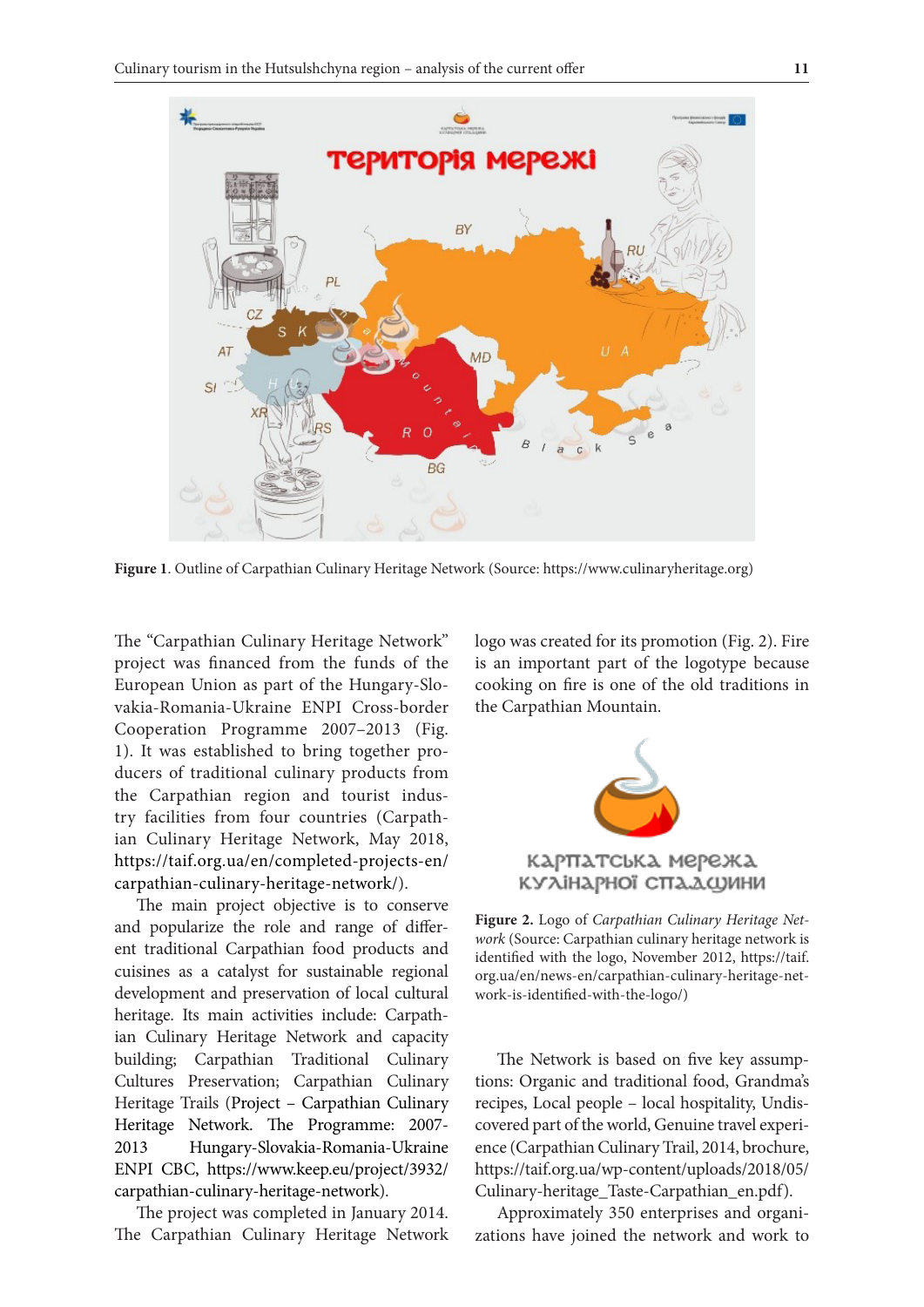Figure 1. Outline of Carpathian Culinary Heritage Network (Source: https://www.culinaryheritage.org)

The "Carpathian Culinary Heritage Network" project was financed from the funds of the European Union as part of the Hungary-Slovakia-Romania-Ukraine ENPI Cross-border Cooperation Programme 2007–2013 (Fig. 1). It was established to bring together producers of traditional culinary products from the Carpathian region and tourist industry facilities from four countries (Carpathian Culinary Heritage Network, May 2018, https://taif.org.ua/en/completed-projects-en/carpathian-culinary-heritage-network/).

The main project objective is to conserve and popularize the role and range of different traditional Carpathian food products and cuisines as a catalyst for sustainable regional development and preservation of local cultural heritage. Its main activities include: Carpathian Culinary Heritage Network and capacity building; Carpathian Traditional Culinary Cultures Preservation; Carpathian Culinary Heritage Trails (Project – Carpathian Culinary Heritage Network. The Programme: 2007-2013 Hungary-Slovakia-Romania-Ukraine ENPI CBC, https://www.keep.eu/project/3932/carpathian-culinary-heritage-network).

The project was completed in January 2014. The Carpathian Culinary Heritage Network logo was created for its promotion (Fig. 2). Fire is an important part of the logotype because cooking on fire is one of the old traditions in the Carpathian Mountain.

**Figure 2.** Logo of *Carpathian Culinary Heritage Network* (Source: Carpathian culinary heritage network is identified with the logo, November 2012, https://taif.org.ua/en/news-en/carpathian-culinary-heritage-network-is-identified-with-the-logo/)

The Network is based on five key assumptions: Organic and traditional food, Grandma's recipes, Local people – local hospitality, Undiscovered part of the world, Genuine travel experience (Carpathian Culinary Trail, 2014, brochure, https://taif.org.ua/wp-content/uploads/2018/05/Culinary-heritage_Taste-Carpathian_en.pdf).

Approximately 350 enterprises and organizations have joined the network and work to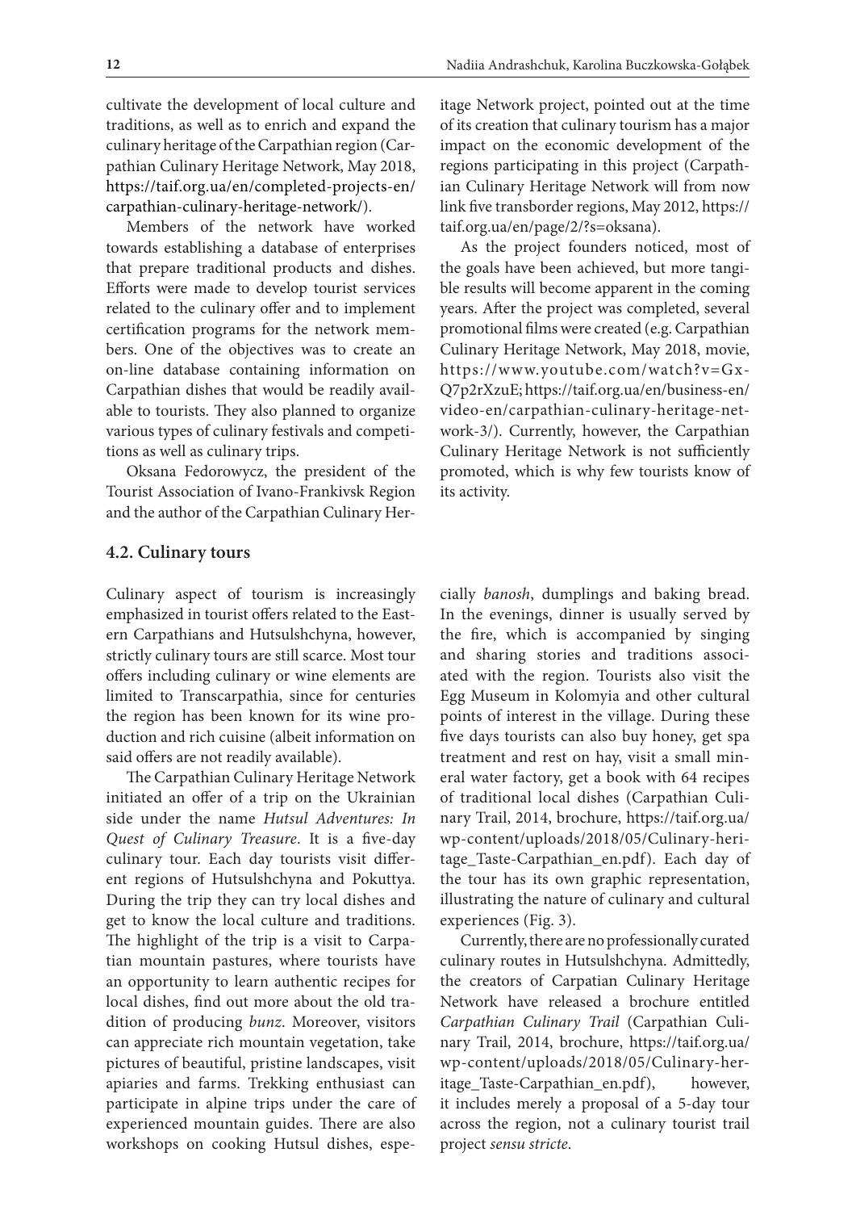cultivate the development of local culture and traditions, as well as to enrich and expand the culinary heritage of the Carpathian region (Carpathian Culinary Heritage Network, May 2018, https://taif.org.ua/en/completed-projects-en/carpathian-culinary-heritage-network/).

Members of the network have worked towards establishing a database of enterprises that prepare traditional products and dishes. Efforts were made to develop tourist services related to the culinary offer and to implement certification programs for the network members. One of the objectives was to create an on-line database containing information on Carpathian dishes that would be readily available to tourists. They also planned to organize various types of culinary festivals and competitions as well as culinary trips.

Oksana Fedorowycz, the president of the Tourist Association of Ivano-Frankivsk Region and the author of the Carpathian Culinary Heritage Network project, pointed out at the time of its creation that culinary tourism has a major impact on the economic development of the regions participating in this project (Carpathian Culinary Heritage Network will from now link five transborder regions, May 2012, https://taif.org.ua/en/page/2/?s=oksana).

As the project founders noticed, most of the goals have been achieved, but more tangible results will become apparent in the coming years. After the project was completed, several promotional films were created (e.g. Carpathian Culinary Heritage Network, May 2018, movie, https://www.youtube.com/watch?v=Gx-Q7p2rXzuE; https://taif.org.ua/en/business-en/video-en/carpathian-culinary-heritage-network-3/). Currently, however, the Carpathian Culinary Heritage Network is not sufficiently promoted, which is why few tourists know of its activity.

## 4.2. Culinary tours

Culinary aspect of tourism is increasingly emphasized in tourist offers related to the Eastern Carpathians and Hutsulshchyna, however, strictly culinary tours are still scarce. Most tour offers including culinary or wine elements are limited to Transcarpathia, since for centuries the region has been known for its wine production and rich cuisine (albeit information on said offers are not readily available).

The Carpathian Culinary Heritage Network initiated an offer of a trip on the Ukrainian side under the name *Hutsul Adventures: In Quest of Culinary Treasure*. It is a five-day culinary tour. Each day tourists visit different regions of Hutsulshchyna and Pokuttya. During the trip they can try local dishes and get to know the local culture and traditions. The highlight of the trip is a visit to Carpatian mountain pastures, where tourists have an opportunity to learn authentic recipes for local dishes, find out more about the old tradition of producing *bunz*. Moreover, visitors can appreciate rich mountain vegetation, take pictures of beautiful, pristine landscapes, visit apiaries and farms. Trekking enthusiast can participate in alpine trips under the care of experienced mountain guides. There are also workshops on cooking Hutsul dishes, especially *banosh*, dumplings and baking bread. In the evenings, dinner is usually served by the fire, which is accompanied by singing and sharing stories and traditions associated with the region. Tourists also visit the Egg Museum in Kolomyia and other cultural points of interest in the village. During these five days tourists can also buy honey, get spa treatment and rest on hay, visit a small mineral water factory, get a book with 64 recipes of traditional local dishes (Carpathian Culinary Trail, 2014, brochure, https://taif.org.ua/wp-content/uploads/2018/05/Culinary-heritage_Taste-Carpathian_en.pdf). Each day of the tour has its own graphic representation, illustrating the nature of culinary and cultural experiences (Fig. 3).

Currently, there are no professionally curated culinary routes in Hutsulshchyna. Admittedly, the creators of Carpatian Culinary Heritage Network have released a brochure entitled *Carpathian Culinary Trail* (Carpathian Culinary Trail, 2014, brochure, https://taif.org.ua/wp-content/uploads/2018/05/Culinary-heritage_Taste-Carpathian_en.pdf), however, it includes merely a proposal of a 5-day tour across the region, not a culinary tourist trail project *sensu stricte*.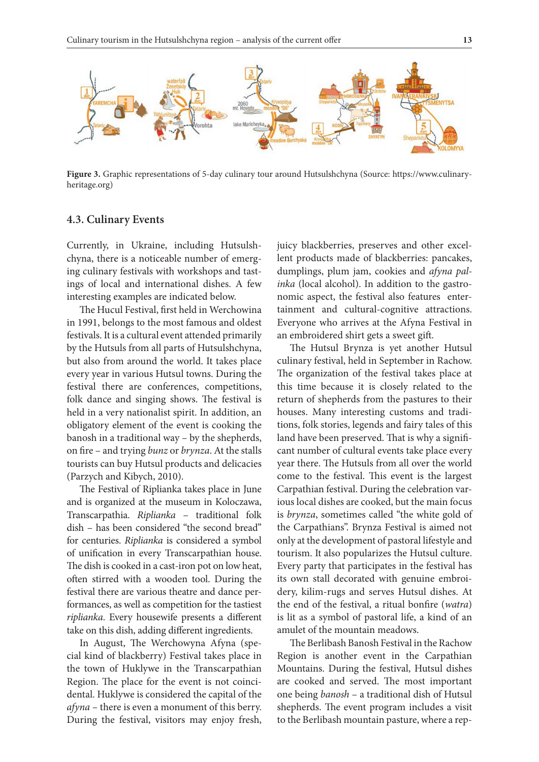**Figure 3.** Graphic representations of 5-day culinary tour around Hutsulshchyna (Source: https://www.culinary-heritage.org)

### 4.3. Culinary Events

Currently, in Ukraine, including Hutsulshchyna, there is a noticeable number of emerging culinary festivals with workshops and tastings of local and international dishes. A few interesting examples are indicated below.

The Hucul Festival, first held in Werchowina in 1991, belongs to the most famous and oldest festivals. It is a cultural event attended primarily by the Hutsuls from all parts of Hutsulshchyna, but also from around the world. It takes place every year in various Hutsul towns. During the festival there are conferences, competitions, folk dance and singing shows. The festival is held in a very nationalist spirit. In addition, an obligatory element of the event is cooking the banosh in a traditional way – by the shepherds, on fire – and trying *bunz* or *brynza*. At the stalls tourists can buy Hutsul products and delicacies (Parzych and Kibych, 2010).

The Festival of Riplianka takes place in June and is organized at the museum in Koloczawa, Transcarpathia. *Riplianka* – traditional folk dish – has been considered "the second bread" for centuries. *Riplianka* is considered a symbol of unification in every Transcarpathian house. The dish is cooked in a cast-iron pot on low heat, often stirred with a wooden tool. During the festival there are various theatre and dance performances, as well as competition for the tastiest *riplianka*. Every housewife presents a different take on this dish, adding different ingredients.

In August, The Werchowyna Afyna (special kind of blackberry) Festival takes place in the town of Huklywe in the Transcarpathian Region. The place for the event is not coincidental. Huklywe is considered the capital of the *afyna* – there is even a monument of this berry. During the festival, visitors may enjoy fresh, juicy blackberries, preserves and other excellent products made of blackberries: pancakes, dumplings, plum jam, cookies and *afyna palinka* (local alcohol). In addition to the gastronomic aspect, the festival also features entertainment and cultural-cognitive attractions. Everyone who arrives at the Afyna Festival in an embroidered shirt gets a sweet gift.

The Hutsul Brynza is yet another Hutsul culinary festival, held in September in Rachow. The organization of the festival takes place at this time because it is closely related to the return of shepherds from the pastures to their houses. Many interesting customs and traditions, folk stories, legends and fairy tales of this land have been preserved. That is why a significant number of cultural events take place every year there. The Hutsuls from all over the world come to the festival. This event is the largest Carpathian festival. During the celebration various local dishes are cooked, but the main focus is *brynza*, sometimes called "the white gold of the Carpathians". Brynza Festival is aimed not only at the development of pastoral lifestyle and tourism. It also popularizes the Hutsul culture. Every party that participates in the festival has its own stall decorated with genuine embroidery, kilim-rugs and serves Hutsul dishes. At the end of the festival, a ritual bonfire (*watra*) is lit as a symbol of pastoral life, a kind of an amulet of the mountain meadows.

The Berlibash Banosh Festival in the Rachow Region is another event in the Carpathian Mountains. During the festival, Hutsul dishes are cooked and served. The most important one being *banosh* – a traditional dish of Hutsul shepherds. The event program includes a visit to the Berlibash mountain pasture, where a rep-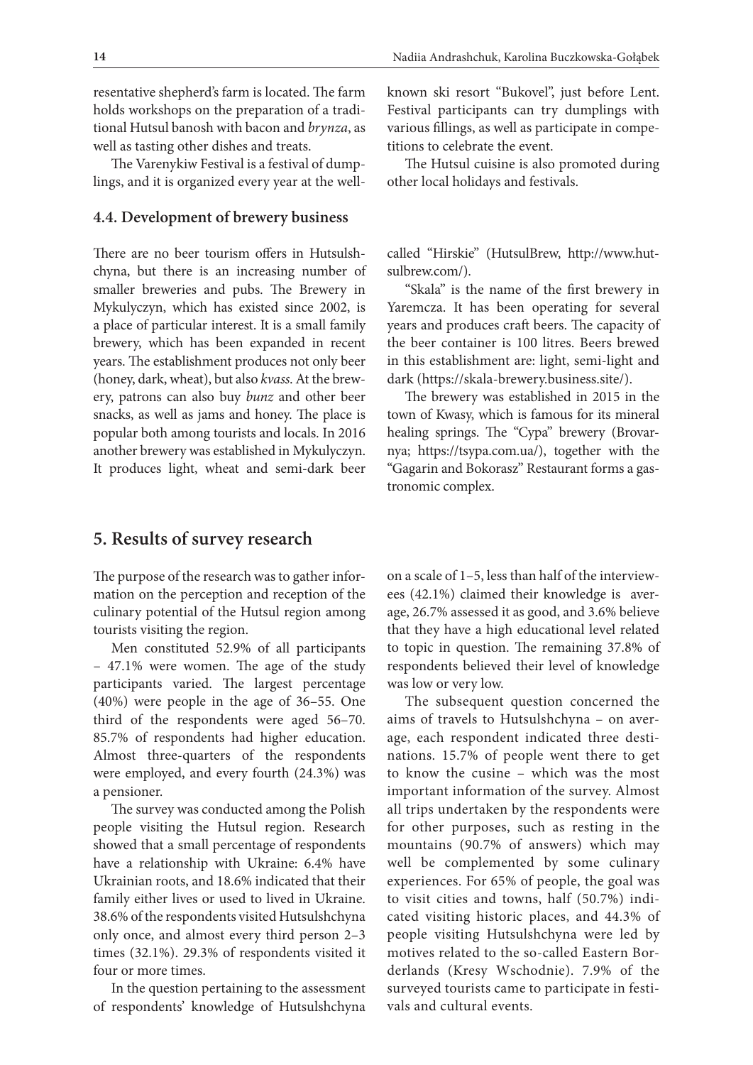resentative shepherd's farm is located. The farm holds workshops on the preparation of a traditional Hutsul banosh with bacon and *brynza*, as well as tasting other dishes and treats.

The Varenykiw Festival is a festival of dumplings, and it is organized every year at the well-known ski resort "Bukovel", just before Lent. Festival participants can try dumplings with various fillings, as well as participate in competitions to celebrate the event.

The Hutsul cuisine is also promoted during other local holidays and festivals.

### 4.4. Development of brewery business

There are no beer tourism offers in Hutsulshchyna, but there is an increasing number of smaller breweries and pubs. The Brewery in Mykulyczyn, which has existed since 2002, is a place of particular interest. It is a small family brewery, which has been expanded in recent years. The establishment produces not only beer (honey, dark, wheat), but also *kvass*. At the brewery, patrons can also buy *bunz* and other beer snacks, as well as jams and honey. The place is popular both among tourists and locals. In 2016 another brewery was established in Mykulyczyn. It produces light, wheat and semi-dark beer called "Hirskie" (HutsulBrew, http://www.hutsulbrew.com/).

"Skala" is the name of the first brewery in Yaremcza. It has been operating for several years and produces craft beers. The capacity of the beer container is 100 litres. Beers brewed in this establishment are: light, semi-light and dark (https://skala-brewery.business.site/).

The brewery was established in 2015 in the town of Kwasy, which is famous for its mineral healing springs. The "Cypa" brewery (Brovarnya; https://tsypa.com.ua/), together with the "Gagarin and Bokorasz" Restaurant forms a gastronomic complex.

## 5. Results of survey research

The purpose of the research was to gather information on the perception and reception of the culinary potential of the Hutsul region among tourists visiting the region.

Men constituted 52.9% of all participants – 47.1% were women. The age of the study participants varied. The largest percentage (40%) were people in the age of 36–55. One third of the respondents were aged 56–70. 85.7% of respondents had higher education. Almost three-quarters of the respondents were employed, and every fourth (24.3%) was a pensioner.

The survey was conducted among the Polish people visiting the Hutsul region. Research showed that a small percentage of respondents have a relationship with Ukraine: 6.4% have Ukrainian roots, and 18.6% indicated that their family either lives or used to lived in Ukraine. 38.6% of the respondents visited Hutsulshchyna only once, and almost every third person 2–3 times (32.1%). 29.3% of respondents visited it four or more times.

In the question pertaining to the assessment of respondents' knowledge of Hutsulshchyna on a scale of 1–5, less than half of the interviewees (42.1%) claimed their knowledge is average, 26.7% assessed it as good, and 3.6% believe that they have a high educational level related to topic in question. The remaining 37.8% of respondents believed their level of knowledge was low or very low.

The subsequent question concerned the aims of travels to Hutsulshchyna – on average, each respondent indicated three destinations. 15.7% of people went there to get to know the cusine – which was the most important information of the survey. Almost all trips undertaken by the respondents were for other purposes, such as resting in the mountains (90.7% of answers) which may well be complemented by some culinary experiences. For 65% of people, the goal was to visit cities and towns, half (50.7%) indicated visiting historic places, and 44.3% of people visiting Hutsulshchyna were led by motives related to the so-called Eastern Borderlands (Kresy Wschodnie). 7.9% of the surveyed tourists came to participate in festivals and cultural events.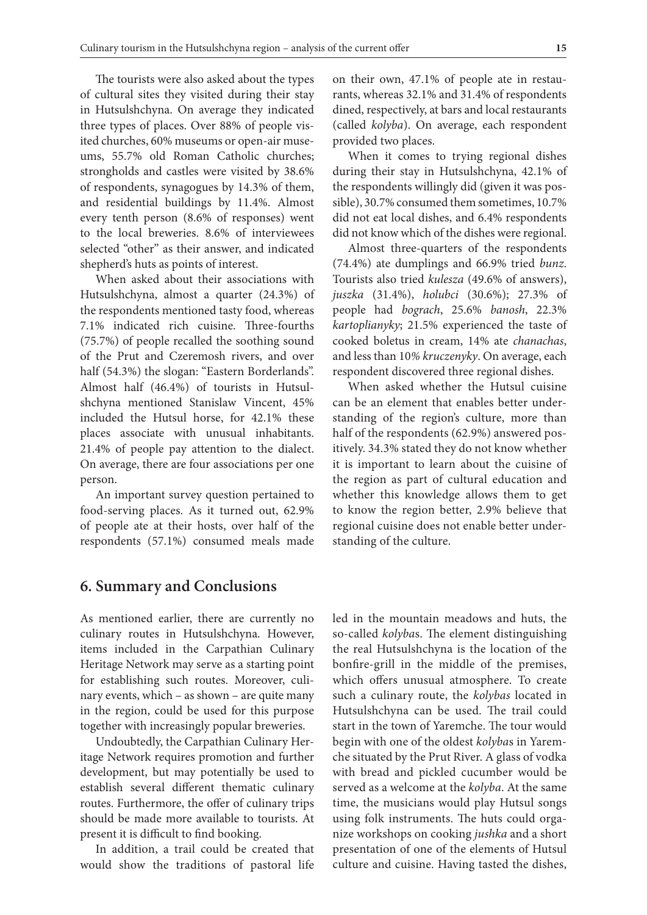The tourists were also asked about the types of cultural sites they visited during their stay in Hutsulshchyna. On average they indicated three types of places. Over 88% of people visited churches, 60% museums or open-air museums, 55.7% old Roman Catholic churches; strongholds and castles were visited by 38.6% of respondents, synagogues by 14.3% of them, and residential buildings by 11.4%. Almost every tenth person (8.6% of responses) went to the local breweries. 8.6% of interviewees selected "other" as their answer, and indicated shepherd's huts as points of interest.

When asked about their associations with Hutsulshchyna, almost a quarter (24.3%) of the respondents mentioned tasty food, whereas 7.1% indicated rich cuisine. Three-fourths (75.7%) of people recalled the soothing sound of the Prut and Czeremosh rivers, and over half (54.3%) the slogan: "Eastern Borderlands". Almost half (46.4%) of tourists in Hutsulshchyna mentioned Stanislaw Vincent, 45% included the Hutsul horse, for 42.1% these places associate with unusual inhabitants. 21.4% of people pay attention to the dialect. On average, there are four associations per one person.

An important survey question pertained to food-serving places. As it turned out, 62.9% of people ate at their hosts, over half of the respondents (57.1%) consumed meals made on their own, 47.1% of people ate in restaurants, whereas 32.1% and 31.4% of respondents dined, respectively, at bars and local restaurants (called *kolyba*). On average, each respondent provided two places.

When it comes to trying regional dishes during their stay in Hutsulshchyna, 42.1% of the respondents willingly did (given it was possible), 30.7% consumed them sometimes, 10.7% did not eat local dishes, and 6.4% respondents did not know which of the dishes were regional.

Almost three-quarters of the respondents (74.4%) ate dumplings and 66.9% tried *bunz*. Tourists also tried *kulesza* (49.6% of answers), *juszka* (31.4%), *holubci* (30.6%); 27.3% of people had *bograch*, 25.6% *banosh*, 22.3% *kartoplianyky*; 21.5% experienced the taste of cooked boletus in cream, 14% ate *chanachas*, and less than 10% *kruczenyky*. On average, each respondent discovered three regional dishes.

When asked whether the Hutsul cuisine can be an element that enables better understanding of the region's culture, more than half of the respondents (62.9%) answered positively. 34.3% stated they do not know whether it is important to learn about the cuisine of the region as part of cultural education and whether this knowledge allows them to get to know the region better, 2.9% believe that regional cuisine does not enable better understanding of the culture.

## 6. Summary and Conclusions

As mentioned earlier, there are currently no culinary routes in Hutsulshchyna. However, items included in the Carpathian Culinary Heritage Network may serve as a starting point for establishing such routes. Moreover, culinary events, which – as shown – are quite many in the region, could be used for this purpose together with increasingly popular breweries.

Undoubtedly, the Carpathian Culinary Heritage Network requires promotion and further development, but may potentially be used to establish several different thematic culinary routes. Furthermore, the offer of culinary trips should be made more available to tourists. At present it is difficult to find booking.

In addition, a trail could be created that would show the traditions of pastoral life led in the mountain meadows and huts, the so-called *kolyba*s. The element distinguishing the real Hutsulshchyna is the location of the bonfire-grill in the middle of the premises, which offers unusual atmosphere. To create such a culinary route, the *kolybas* located in Hutsulshchyna can be used. The trail could start in the town of Yaremche. The tour would begin with one of the oldest *kolyba*s in Yaremche situated by the Prut River. A glass of vodka with bread and pickled cucumber would be served as a welcome at the *kolyba*. At the same time, the musicians would play Hutsul songs using folk instruments. The huts could organize workshops on cooking *jushka* and a short presentation of one of the elements of Hutsul culture and cuisine. Having tasted the dishes,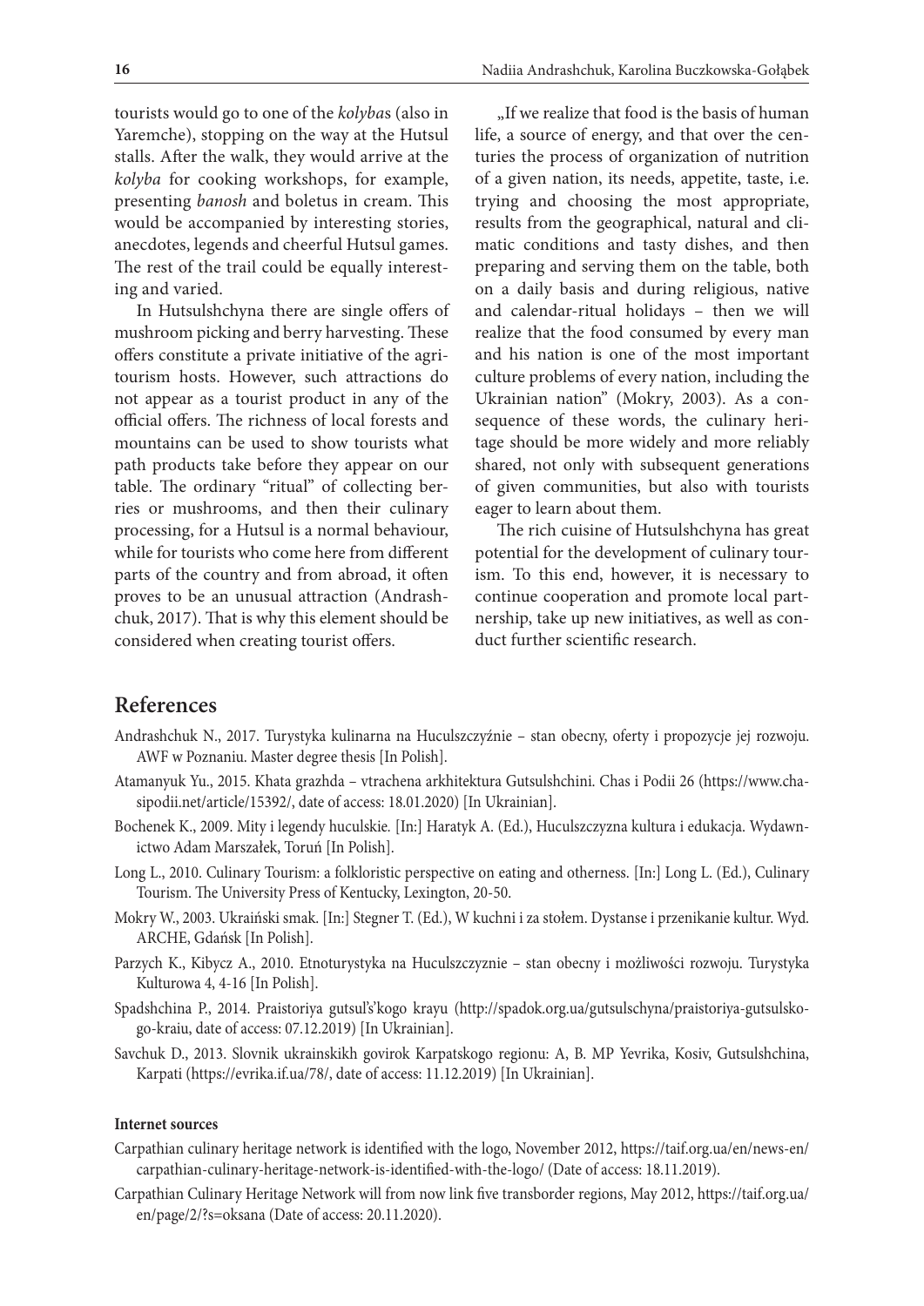tourists would go to one of the *kolyba*s (also in Yaremche), stopping on the way at the Hutsul stalls. After the walk, they would arrive at the *kolyba* for cooking workshops, for example, presenting *banosh* and boletus in cream. This would be accompanied by interesting stories, anecdotes, legends and cheerful Hutsul games. The rest of the trail could be equally interesting and varied.

In Hutsulshchyna there are single offers of mushroom picking and berry harvesting. These offers constitute a private initiative of the agritourism hosts. However, such attractions do not appear as a tourist product in any of the official offers. The richness of local forests and mountains can be used to show tourists what path products take before they appear on our table. The ordinary "ritual" of collecting berries or mushrooms, and then their culinary processing, for a Hutsul is a normal behaviour, while for tourists who come here from different parts of the country and from abroad, it often proves to be an unusual attraction (Andrashchuk, 2017). That is why this element should be considered when creating tourist offers.

„If we realize that food is the basis of human life, a source of energy, and that over the centuries the process of organization of nutrition of a given nation, its needs, appetite, taste, i.e. trying and choosing the most appropriate, results from the geographical, natural and climatic conditions and tasty dishes, and then preparing and serving them on the table, both on a daily basis and during religious, native and calendar-ritual holidays – then we will realize that the food consumed by every man and his nation is one of the most important culture problems of every nation, including the Ukrainian nation" (Mokry, 2003). As a consequence of these words, the culinary heritage should be more widely and more reliably shared, not only with subsequent generations of given communities, but also with tourists eager to learn about them.

The rich cuisine of Hutsulshchyna has great potential for the development of culinary tourism. To this end, however, it is necessary to continue cooperation and promote local partnership, take up new initiatives, as well as conduct further scientific research.

## References

Andrashchuk N., 2017. Turystyka kulinarna na Huculszczyźnie – stan obecny, oferty i propozycje jej rozwoju. AWF w Poznaniu. Master degree thesis [In Polish].

Atamanyuk Yu., 2015. Khata grazhda – vtrachena arkhitektura Gutsulshchini. Chas i Podii 26 (https://www.chasipodii.net/article/15392/, date of access: 18.01.2020) [In Ukrainian].

Bochenek K., 2009. Mity i legendy huculskie. [In:] Haratyk A. (Ed.), Huculszczyzna kultura i edukacja. Wydawnictwo Adam Marszałek, Toruń [In Polish].

Long L., 2010. Culinary Tourism: a folkloristic perspective on eating and otherness. [In:] Long L. (Ed.), Culinary Tourism. The University Press of Kentucky, Lexington, 20-50.

Mokry W., 2003. Ukraiński smak. [In:] Stegner T. (Ed.), W kuchni i za stołem. Dystanse i przenikanie kultur. Wyd. ARCHE, Gdańsk [In Polish].

Parzych K., Kibycz A., 2010. Etnoturystyka na Huculszczyznie – stan obecny i możliwości rozwoju. Turystyka Kulturowa 4, 4-16 [In Polish].

Spadshchina P., 2014. Praistoriya gutsul's'kogo krayu (http://spadok.org.ua/gutsulschyna/praistoriya-gutsulskogo-kraiu, date of access: 07.12.2019) [In Ukrainian].

Savchuk D., 2013. Slovnik ukrainskikh govirok Karpatskogo regionu: A, B. MP Yevrika, Kosiv, Gutsulshchina, Karpati (https://evrika.if.ua/78/, date of access: 11.12.2019) [In Ukrainian].

#### Internet sources

Carpathian culinary heritage network is identified with the logo, November 2012, https://taif.org.ua/en/news-en/carpathian-culinary-heritage-network-is-identified-with-the-logo/ (Date of access: 18.11.2019).

Carpathian Culinary Heritage Network will from now link five transborder regions, May 2012, https://taif.org.ua/en/page/2/?s=oksana (Date of access: 20.11.2020).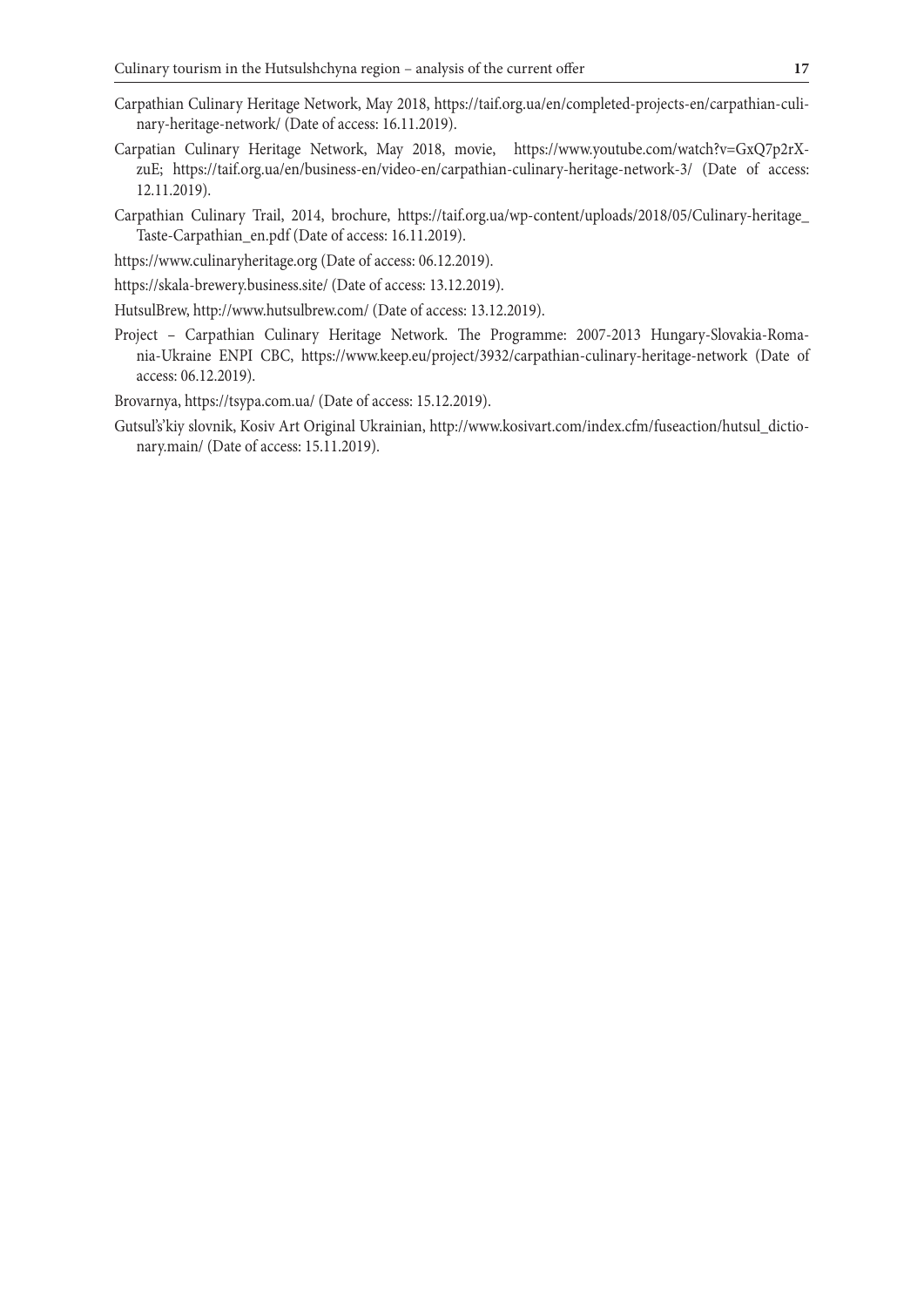Carpathian Culinary Heritage Network, May 2018, https://taif.org.ua/en/completed-projects-en/carpathian-culinary-heritage-network/ (Date of access: 16.11.2019).

Carpatian Culinary Heritage Network, May 2018, movie, https://www.youtube.com/watch?v=GxQ7p2rXzuE; https://taif.org.ua/en/business-en/video-en/carpathian-culinary-heritage-network-3/ (Date of access: 12.11.2019).

Carpathian Culinary Trail, 2014, brochure, https://taif.org.ua/wp-content/uploads/2018/05/Culinary-heritage_Taste-Carpathian_en.pdf (Date of access: 16.11.2019).

https://www.culinaryheritage.org (Date of access: 06.12.2019).

https://skala-brewery.business.site/ (Date of access: 13.12.2019).

HutsulBrew, http://www.hutsulbrew.com/ (Date of access: 13.12.2019).

Project – Carpathian Culinary Heritage Network. The Programme: 2007-2013 Hungary-Slovakia-Romania-Ukraine ENPI CBC, https://www.keep.eu/project/3932/carpathian-culinary-heritage-network (Date of access: 06.12.2019).

Brovarnya, https://tsypa.com.ua/ (Date of access: 15.12.2019).

Gutsul's'kiy slovnik, Kosiv Art Original Ukrainian, http://www.kosivart.com/index.cfm/fuseaction/hutsul_dictionary.main/ (Date of access: 15.11.2019).